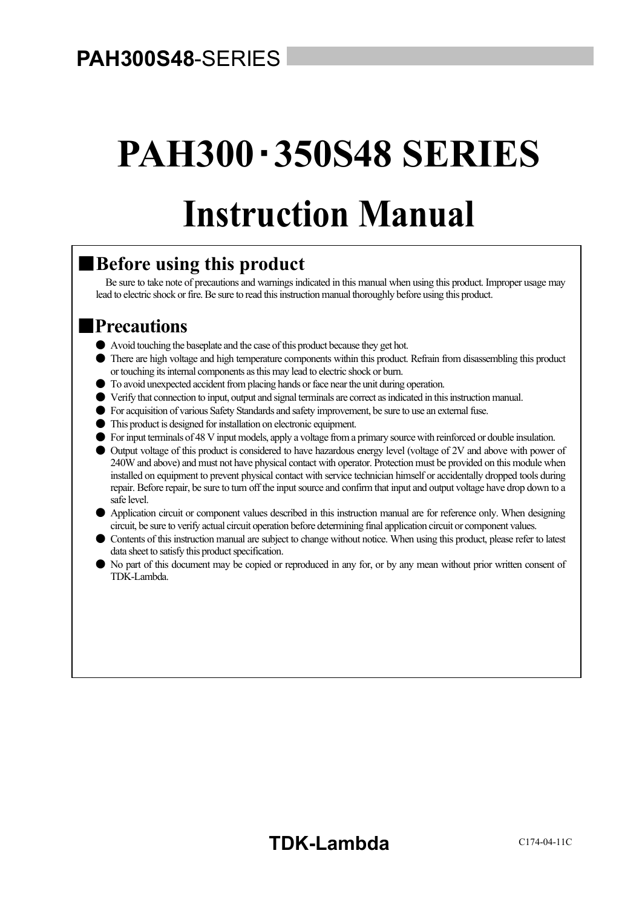# PAH300･350S48 SERIES

# Instruction Manual

## ■Before using this product

Be sure to take note of precautions and warnings indicated in this manual when using this product. Improper usage may lead to electric shock or fire. Be sure to read this instruction manual thoroughly before using this product.

## ■Precautions

- Avoid touching the baseplate and the case of this product because they get hot.
- There are high voltage and high temperature components within this product. Refrain from disassembling this product or touching its internal components as this may lead to electric shock or burn.
- To avoid unexpected accident from placing hands or face near the unit during operation.
- Verify that connection to input, output and signal terminals are correct as indicated in this instruction manual.
- For acquisition of various Safety Standards and safety improvement, be sure to use an external fuse.
- This product is designed for installation on electronic equipment.
- For input terminals of 48 V input models, apply a voltage from a primary source with reinforced or double insulation.
- Output voltage of this product is considered to have hazardous energy level (voltage of 2V and above with power of 240W and above) and must not have physical contact with operator. Protection must be provided on this module when installed on equipment to prevent physical contact with service technician himself or accidentally dropped tools during repair. Before repair, be sure to turn off the input source and confirm that input and output voltage have drop down to a safe level.
- Application circuit or component values described in this instruction manual are for reference only. When designing circuit, be sure to verify actual circuit operation before determining final application circuit or component values.
- Contents of this instruction manual are subject to change without notice. When using this product, please refer to latest data sheet to satisfy this product specification.
- No part of this document may be copied or reproduced in any for, or by any mean without prior written consent of TDK-Lambda.

TDK-Lambda

C174-04-11C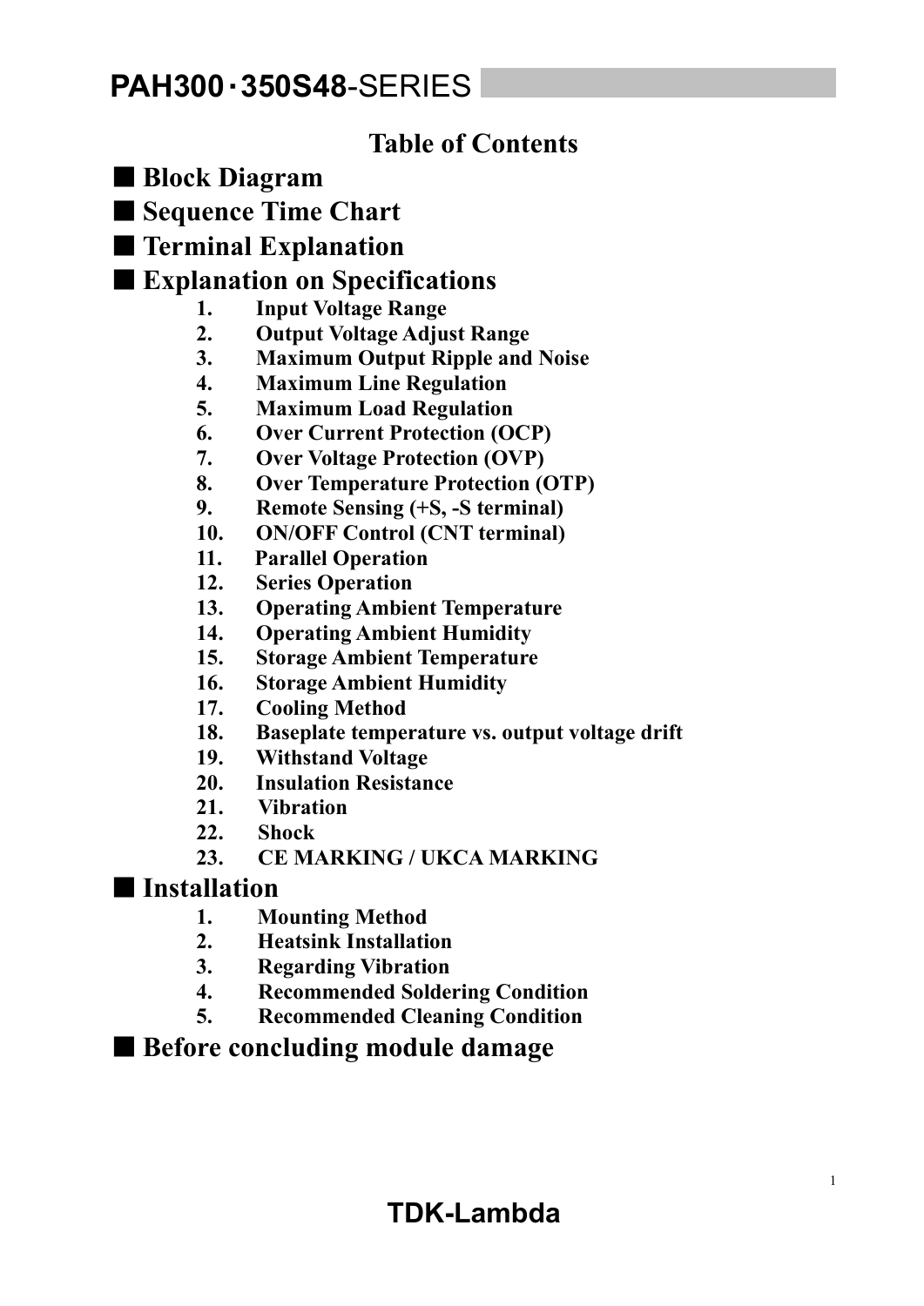# PAH300･350S48-SERIES

## Table of Contents

## ■ Block Diagram

## ■ Sequence Time Chart

## ■ Terminal Explanation

## ■ Explanation on Specifications

1. **Input Voltage Range**
2. **Output Voltage Adjust Range**
3. **Maximum Output Ripple and Noise**
4. **Maximum Line Regulation**
5. **Maximum Load Regulation**
6. **Over Current Protection (OCP)**
7. **Over Voltage Protection (OVP)**
8. **Over Temperature Protection (OTP)**
9. **Remote Sensing (+S, -S terminal)**
10. **ON/OFF Control (CNT terminal)**
11. **Parallel Operation**
12. **Series Operation**
13. **Operating Ambient Temperature**
14. **Operating Ambient Humidity**
15. **Storage Ambient Temperature**
16. **Storage Ambient Humidity**
17. **Cooling Method**
18. **Baseplate temperature vs. output voltage drift**
19. **Withstand Voltage**
20. **Insulation Resistance**
21. **Vibration**
22. **Shock**
23. **CE MARKING / UKCA MARKING**

## ■ Installation

1. **Mounting Method**
2. **Heatsink Installation**
3. **Regarding Vibration**
4. **Recommended Soldering Condition**
5. **Recommended Cleaning Condition**

## ■ Before concluding module damage

**TDK-Lambda**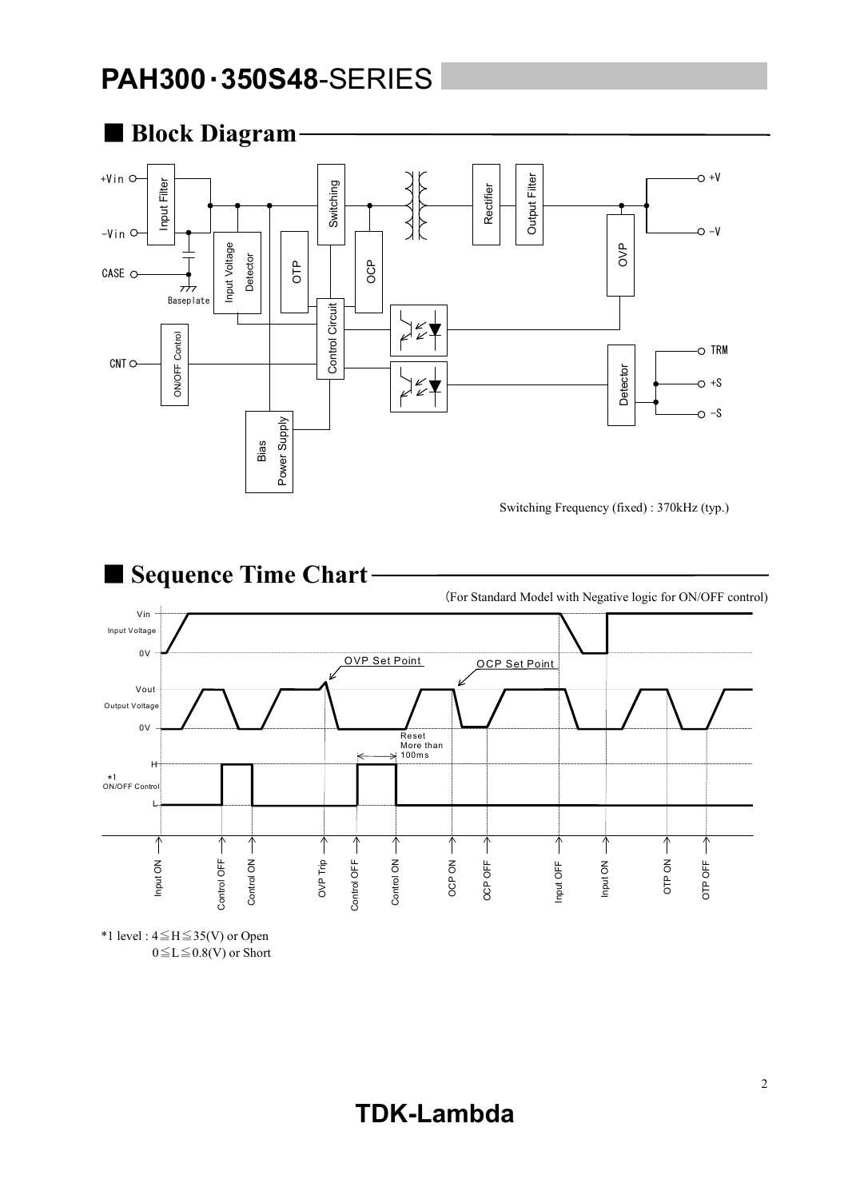# PAH300・350S48-SERIES

## ■ Block Diagram

Switching Frequency (fixed) : 370kHz (typ.)

## ■ Sequence Time Chart

(For Standard Model with Negative logic for ON/OFF control)

*1 level : 4≦H≦35(V) or Open
0≦L≦0.8(V) or Short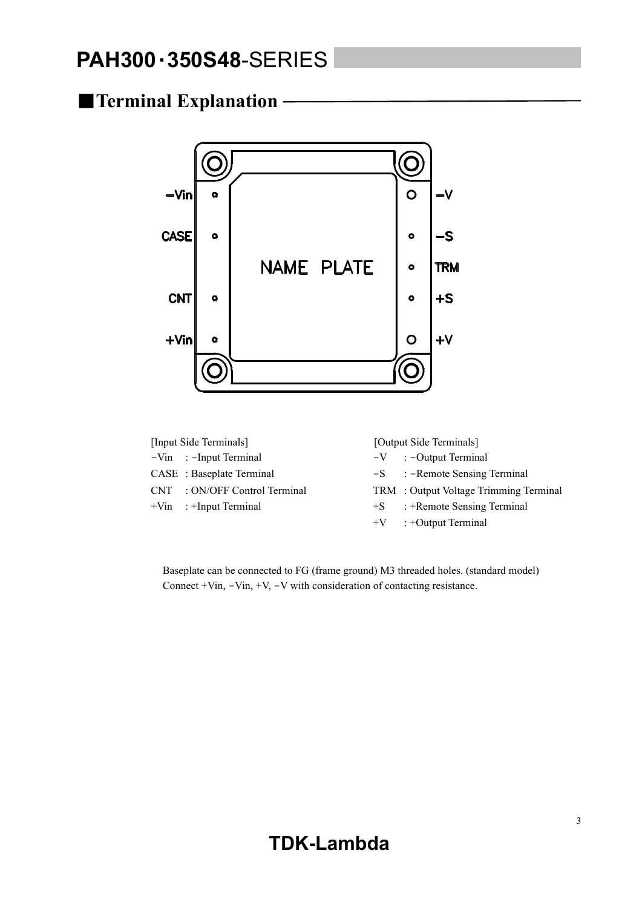# PAH300・350S48-SERIES

## ■Terminal Explanation

[Input Side Terminals]

- −Vin : −Input Terminal
- CASE : Baseplate Terminal
- CNT : ON/OFF Control Terminal
- +Vin : +Input Terminal

[Output Side Terminals]

- −V : −Output Terminal
- −S : −Remote Sensing Terminal
- TRM : Output Voltage Trimming Terminal
- +S : +Remote Sensing Terminal
- +V : +Output Terminal

Baseplate can be connected to FG (frame ground) M3 threaded holes. (standard model)
Connect +Vin, −Vin, +V, −V with consideration of contacting resistance.

TDK-Lambda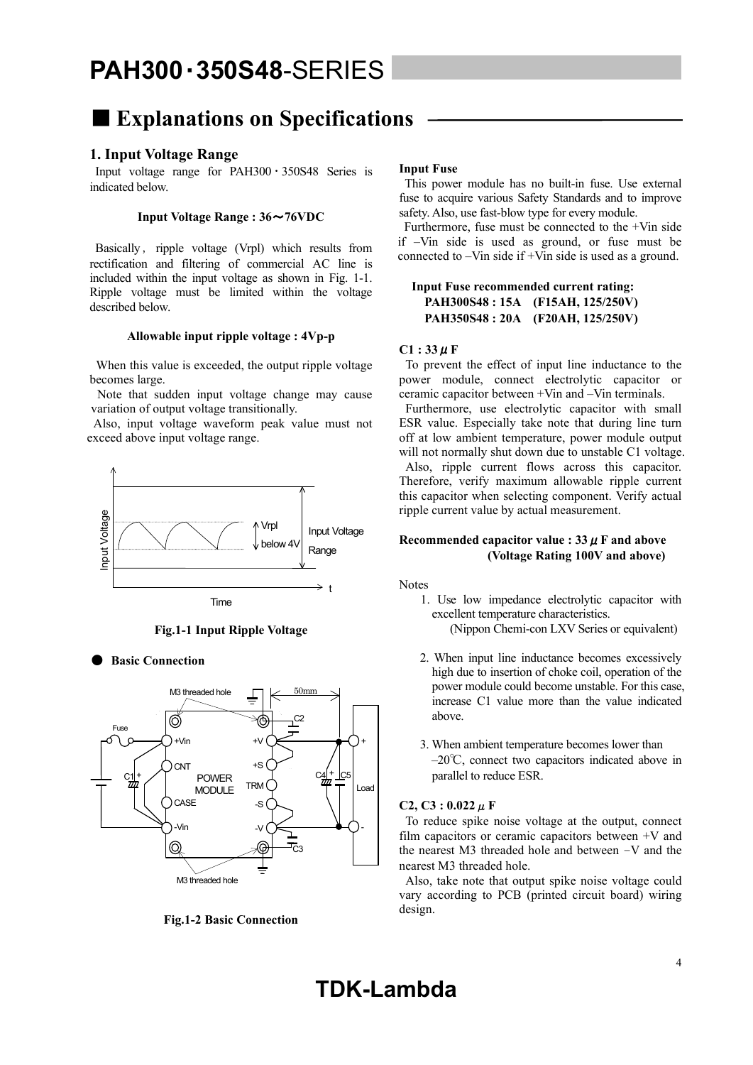## ■ Explanations on Specifications

### 1. Input Voltage Range

Input voltage range for PAH300・350S48 Series is indicated below.

**Input Voltage Range : 36～76VDC**

Basically, ripple voltage (Vrpl) which results from rectification and filtering of commercial AC line is included within the input voltage as shown in Fig. 1-1. Ripple voltage must be limited within the voltage described below.

**Allowable input ripple voltage : 4Vp-p**

When this value is exceeded, the output ripple voltage becomes large.

Note that sudden input voltage change may cause variation of output voltage transitionally.

Also, input voltage waveform peak value must not exceed above input voltage range.

**Fig.1-1 Input Ripple Voltage**

● **Basic Connection**

**Fig.1-2 Basic Connection**

**Input Fuse**

This power module has no built-in fuse. Use external fuse to acquire various Safety Standards and to improve safety. Also, use fast-blow type for every module.

Furthermore, fuse must be connected to the +Vin side if –Vin side is used as ground, or fuse must be connected to –Vin side if +Vin side is used as a ground.

**Input Fuse recommended current rating:**
**PAH300S48 : 15A (F15AH, 125/250V)**
**PAH350S48 : 20A (F20AH, 125/250V)**

**C1 : 33μF**

To prevent the effect of input line inductance to the power module, connect electrolytic capacitor or ceramic capacitor between +Vin and –Vin terminals.

Furthermore, use electrolytic capacitor with small ESR value. Especially take note that during line turn off at low ambient temperature, power module output will not normally shut down due to unstable C1 voltage.

Also, ripple current flows across this capacitor. Therefore, verify maximum allowable ripple current this capacitor when selecting component. Verify actual ripple current value by actual measurement.

**Recommended capacitor value : 33μF and above (Voltage Rating 100V and above)**

Notes

1. Use low impedance electrolytic capacitor with excellent temperature characteristics. (Nippon Chemi-con LXV Series or equivalent)
2. When input line inductance becomes excessively high due to insertion of choke coil, operation of the power module could become unstable. For this case, increase C1 value more than the value indicated above.
3. When ambient temperature becomes lower than –20℃, connect two capacitors indicated above in parallel to reduce ESR.

**C2, C3 : 0.022μF**

To reduce spike noise voltage at the output, connect film capacitors or ceramic capacitors between +V and the nearest M3 threaded hole and between −V and the nearest M3 threaded hole.

Also, take note that output spike noise voltage could vary according to PCB (printed circuit board) wiring design.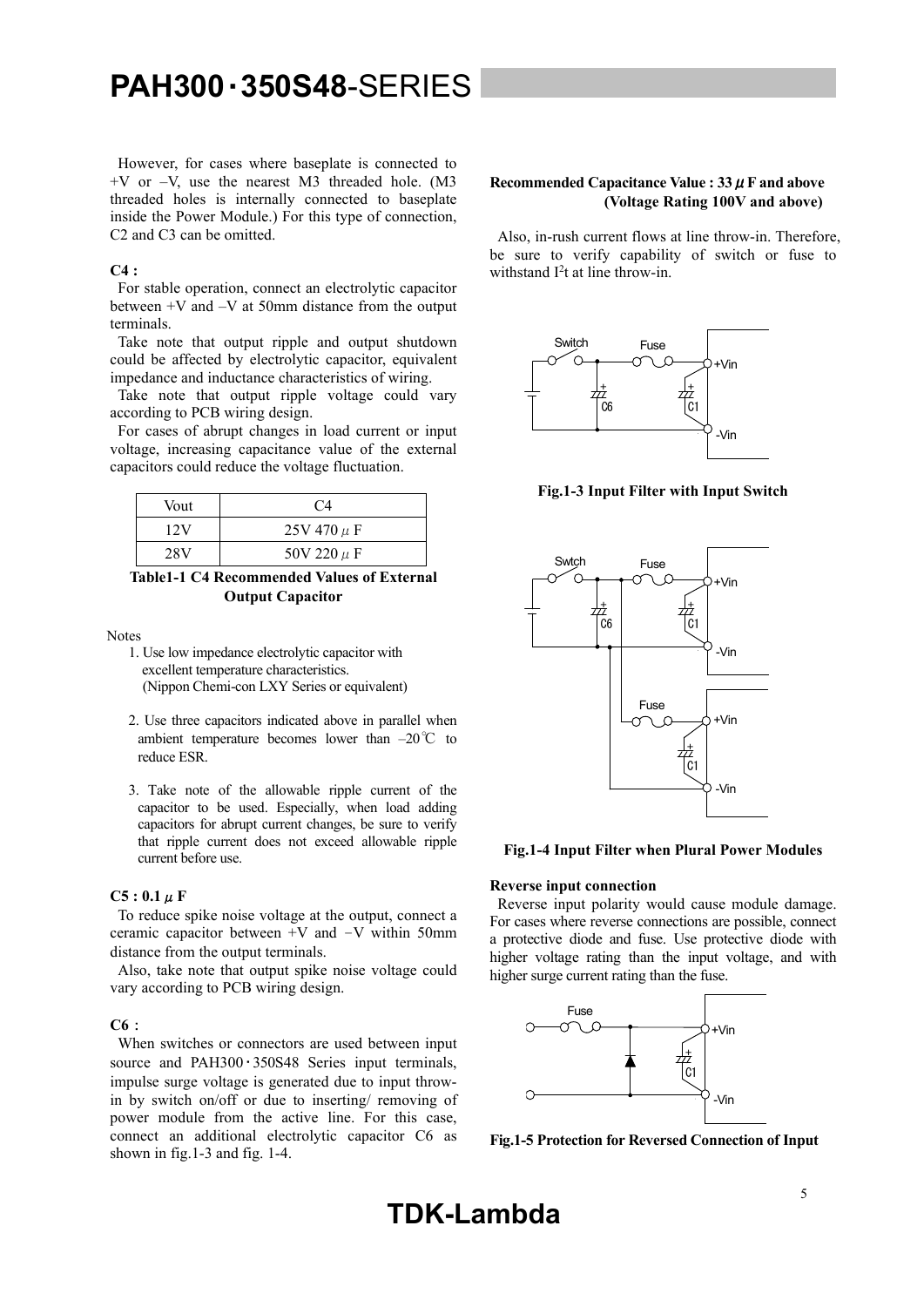However, for cases where baseplate is connected to +V or –V, use the nearest M3 threaded hole. (M3 threaded holes is internally connected to baseplate inside the Power Module.) For this type of connection, C2 and C3 can be omitted.

**C4 :**

For stable operation, connect an electrolytic capacitor between +V and –V at 50mm distance from the output terminals.

Take note that output ripple and output shutdown could be affected by electrolytic capacitor, equivalent impedance and inductance characteristics of wiring.

Take note that output ripple voltage could vary according to PCB wiring design.

For cases of abrupt changes in load current or input voltage, increasing capacitance value of the external capacitors could reduce the voltage fluctuation.

| Vout | C4 |
|---|---|
| 12V | 25V 470 $\mu$ F |
| 28V | 50V 220 $\mu$ F |

**Table1-1 C4 Recommended Values of External Output Capacitor**

Notes

1. Use low impedance electrolytic capacitor with excellent temperature characteristics. (Nippon Chemi-con LXY Series or equivalent)
2. Use three capacitors indicated above in parallel when ambient temperature becomes lower than –20℃ to reduce ESR.
3. Take note of the allowable ripple current of the capacitor to be used. Especially, when load adding capacitors for abrupt current changes, be sure to verify that ripple current does not exceed allowable ripple current before use.

**C5 : 0.1 $\mu$ F**

To reduce spike noise voltage at the output, connect a ceramic capacitor between +V and −V within 50mm distance from the output terminals.

Also, take note that output spike noise voltage could vary according to PCB wiring design.

**C6 :**

When switches or connectors are used between input source and PAH300･350S48 Series input terminals, impulse surge voltage is generated due to input throw-in by switch on/off or due to inserting/ removing of power module from the active line. For this case, connect an additional electrolytic capacitor C6 as shown in fig.1-3 and fig. 1-4.

**Recommended Capacitance Value : 33 $\mu$ F and above (Voltage Rating 100V and above)**

Also, in-rush current flows at line throw-in. Therefore, be sure to verify capability of switch or fuse to withstand $I^2t$ at line throw-in.

**Fig.1-3 Input Filter with Input Switch**

**Fig.1-4 Input Filter when Plural Power Modules**

**Reverse input connection**

Reverse input polarity would cause module damage. For cases where reverse connections are possible, connect a protective diode and fuse. Use protective diode with higher voltage rating than the input voltage, and with higher surge current rating than the fuse.

**Fig.1-5 Protection for Reversed Connection of Input**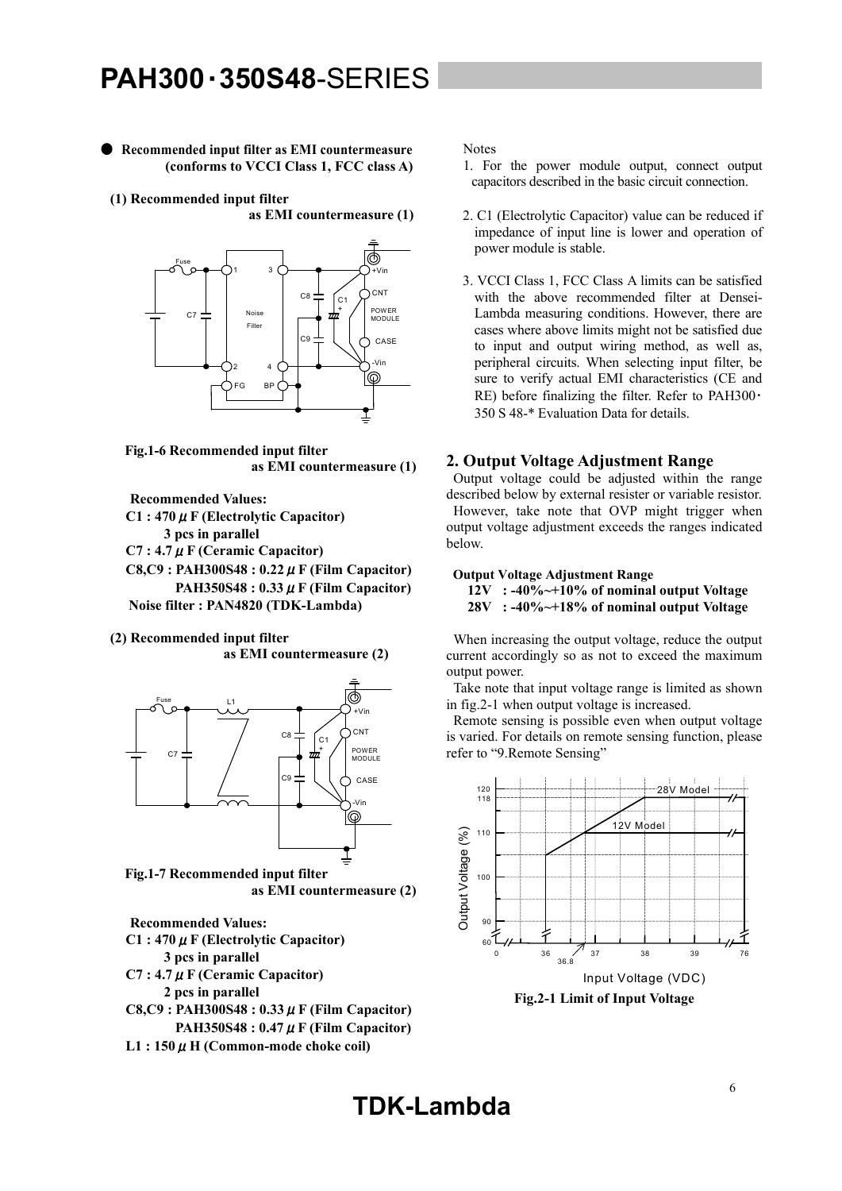# PAH300・350S48-SERIES

- **Recommended input filter as EMI countermeasure (conforms to VCCI Class 1, FCC class A)**

**(1) Recommended input filter as EMI countermeasure (1)**

**Fig.1-6 Recommended input filter as EMI countermeasure (1)**

**Recommended Values:**
**C1 : 470 μF (Electrolytic Capacitor) 3 pcs in parallel**
**C7 : 4.7 μF (Ceramic Capacitor)**
**C8,C9 : PAH300S48 : 0.22 μF (Film Capacitor)**
**PAH350S48 : 0.33 μF (Film Capacitor)**
**Noise filter : PAN4820 (TDK-Lambda)**

**(2) Recommended input filter as EMI countermeasure (2)**

**Fig.1-7 Recommended input filter as EMI countermeasure (2)**

**Recommended Values:**
**C1 : 470 μF (Electrolytic Capacitor) 3 pcs in parallel**
**C7 : 4.7 μF (Ceramic Capacitor) 2 pcs in parallel**
**C8,C9 : PAH300S48 : 0.33 μF (Film Capacitor)**
**PAH350S48 : 0.47 μF (Film Capacitor)**
**L1 : 150 μH (Common-mode choke coil)**

Notes

1. For the power module output, connect output capacitors described in the basic circuit connection.
2. C1 (Electrolytic Capacitor) value can be reduced if impedance of input line is lower and operation of power module is stable.
3. VCCI Class 1, FCC Class A limits can be satisfied with the above recommended filter at Densei-Lambda measuring conditions. However, there are cases where above limits might not be satisfied due to input and output wiring method, as well as, peripheral circuits. When selecting input filter, be sure to verify actual EMI characteristics (CE and RE) before finalizing the filter. Refer to PAH300・350 S 48-* Evaluation Data for details.

## 2. Output Voltage Adjustment Range

Output voltage could be adjusted within the range described below by external resister or variable resistor. However, take note that OVP might trigger when output voltage adjustment exceeds the ranges indicated below.

**Output Voltage Adjustment Range**
**12V : -40%~+10% of nominal output Voltage**
**28V : -40%~+18% of nominal output Voltage**

When increasing the output voltage, reduce the output current accordingly so as not to exceed the maximum output power.

Take note that input voltage range is limited as shown in fig.2-1 when output voltage is increased.

Remote sensing is possible even when output voltage is varied. For details on remote sensing function, please refer to "9.Remote Sensing"

**Fig.2-1 Limit of Input Voltage**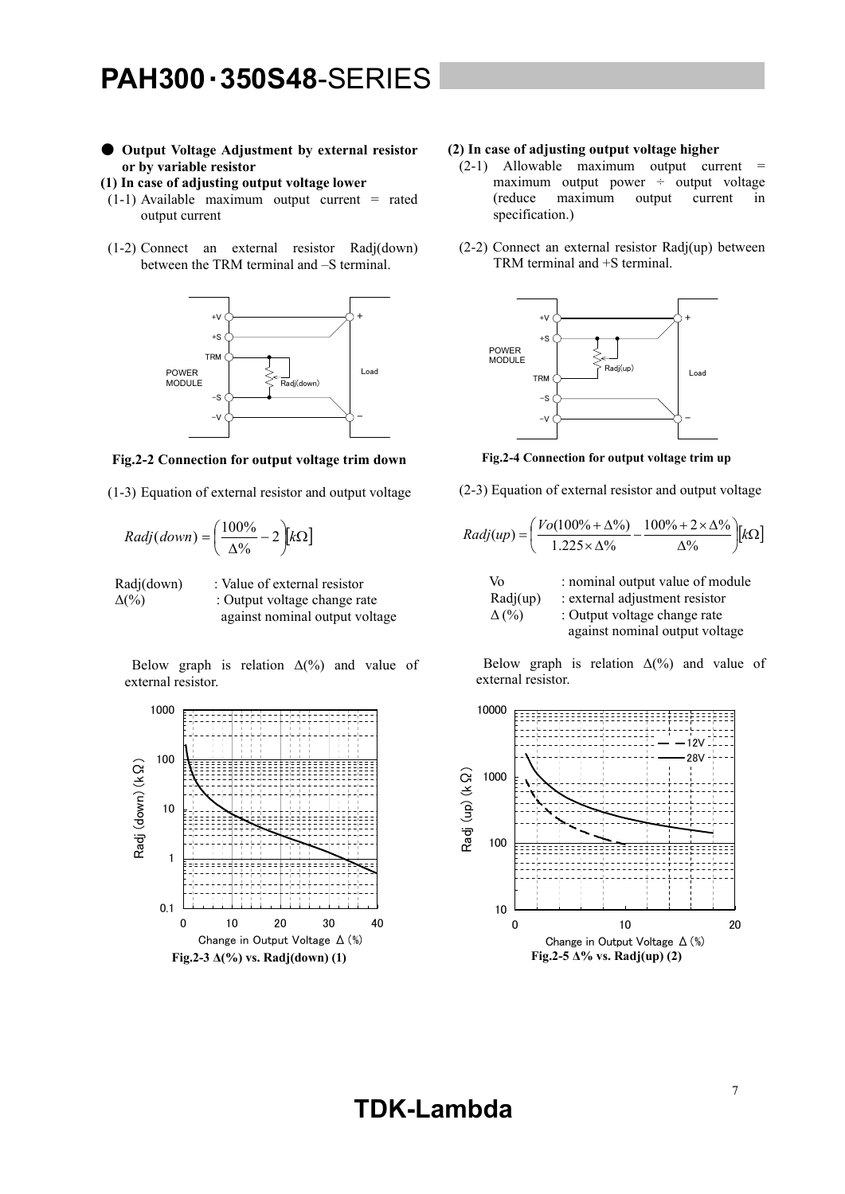## ● Output Voltage Adjustment by external resistor or by variable resistor

### (1) In case of adjusting output voltage lower

(1-1) Available maximum output current = rated output current

(1-2) Connect an external resistor Radj(down) between the TRM terminal and –S terminal.

**Fig.2-2 Connection for output voltage trim down**

(1-3) Equation of external resistor and output voltage

$$Radj(down) = \left(\frac{100\%}{\Delta\%} - 2\right)[k\Omega]$$

Radj(down) : Value of external resistor

Δ(%) : Output voltage change rate against nominal output voltage

Below graph is relation Δ(%) and value of external resistor.

**Fig.2-3 Δ(%) vs. Radj(down) (1)**

### (2) In case of adjusting output voltage higher

(2-1) Allowable maximum output current = maximum output power ÷ output voltage (reduce maximum output current in specification.)

(2-2) Connect an external resistor Radj(up) between TRM terminal and +S terminal.

**Fig.2-4 Connection for output voltage trim up**

(2-3) Equation of external resistor and output voltage

$$Radj(up) = \left(\frac{Vo(100\% + \Delta\%)}{1.225 \times \Delta\%} - \frac{100\% + 2 \times \Delta\%}{\Delta\%}\right)[k\Omega]$$

Vo : nominal output value of module

Radj(up) : external adjustment resistor

Δ (%) : Output voltage change rate against nominal output voltage

Below graph is relation Δ(%) and value of external resistor.

**Fig.2-5 Δ% vs. Radj(up) (2)**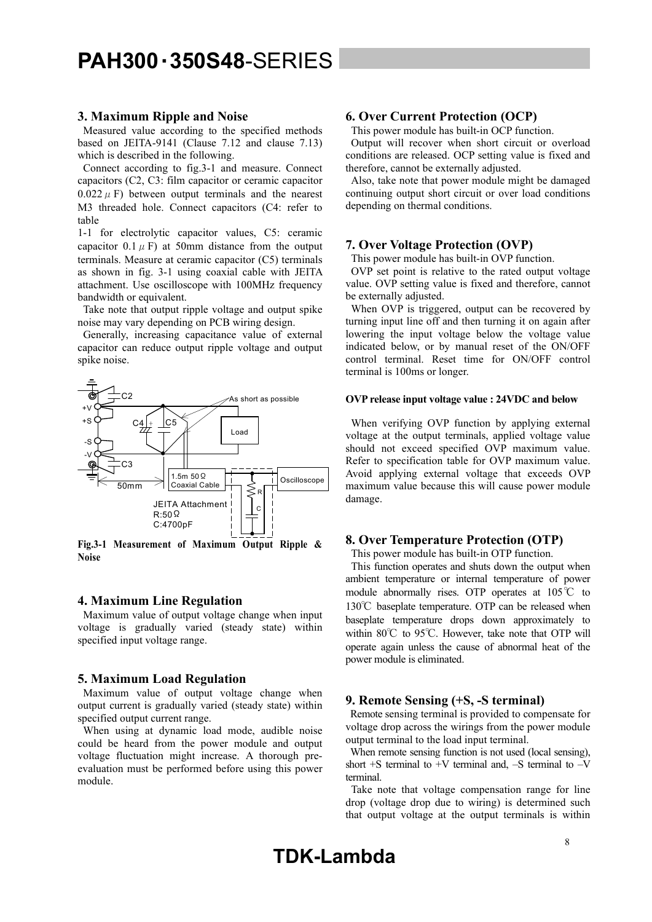## 3. Maximum Ripple and Noise

Measured value according to the specified methods based on JEITA-9141 (Clause 7.12 and clause 7.13) which is described in the following.

Connect according to fig.3-1 and measure. Connect capacitors (C2, C3: film capacitor or ceramic capacitor 0.022μF) between output terminals and the nearest M3 threaded hole. Connect capacitors (C4: refer to table 1-1 for electrolytic capacitor values, C5: ceramic capacitor 0.1μF) at 50mm distance from the output terminals. Measure at ceramic capacitor (C5) terminals as shown in fig. 3-1 using coaxial cable with JEITA attachment. Use oscilloscope with 100MHz frequency bandwidth or equivalent.

Take note that output ripple voltage and output spike noise may vary depending on PCB wiring design.

Generally, increasing capacitance value of external capacitor can reduce output ripple voltage and output spike noise.

C2, +V, +S, C4, C5, As short as possible, Load, -S, -V, C3, 50mm, 1.5m 50Ω Coaxial Cable, R, C, Oscilloscope, JEITA Attachment R:50Ω C:4700pF

**Fig.3-1 Measurement of Maximum Output Ripple & Noise**

## 4. Maximum Line Regulation

Maximum value of output voltage change when input voltage is gradually varied (steady state) within specified input voltage range.

## 5. Maximum Load Regulation

Maximum value of output voltage change when output current is gradually varied (steady state) within specified output current range.

When using at dynamic load mode, audible noise could be heard from the power module and output voltage fluctuation might increase. A thorough pre-evaluation must be performed before using this power module.

## 6. Over Current Protection (OCP)

This power module has built-in OCP function.

Output will recover when short circuit or overload conditions are released. OCP setting value is fixed and therefore, cannot be externally adjusted.

Also, take note that power module might be damaged continuing output short circuit or over load conditions depending on thermal conditions.

## 7. Over Voltage Protection (OVP)

This power module has built-in OVP function.

OVP set point is relative to the rated output voltage value. OVP setting value is fixed and therefore, cannot be externally adjusted.

When OVP is triggered, output can be recovered by turning input line off and then turning it on again after lowering the input voltage below the voltage value indicated below, or by manual reset of the ON/OFF control terminal. Reset time for ON/OFF control terminal is 100ms or longer.

**OVP release input voltage value : 24VDC and below**

When verifying OVP function by applying external voltage at the output terminals, applied voltage value should not exceed specified OVP maximum value. Refer to specification table for OVP maximum value. Avoid applying external voltage that exceeds OVP maximum value because this will cause power module damage.

## 8. Over Temperature Protection (OTP)

This power module has built-in OTP function.

This function operates and shuts down the output when ambient temperature or internal temperature of power module abnormally rises. OTP operates at 105℃ to 130℃ baseplate temperature. OTP can be released when baseplate temperature drops down approximately to within 80℃ to 95℃. However, take note that OTP will operate again unless the cause of abnormal heat of the power module is eliminated.

## 9. Remote Sensing (+S, -S terminal)

Remote sensing terminal is provided to compensate for voltage drop across the wirings from the power module output terminal to the load input terminal.

When remote sensing function is not used (local sensing), short +S terminal to +V terminal and, –S terminal to –V terminal.

Take note that voltage compensation range for line drop (voltage drop due to wiring) is determined such that output voltage at the output terminals is within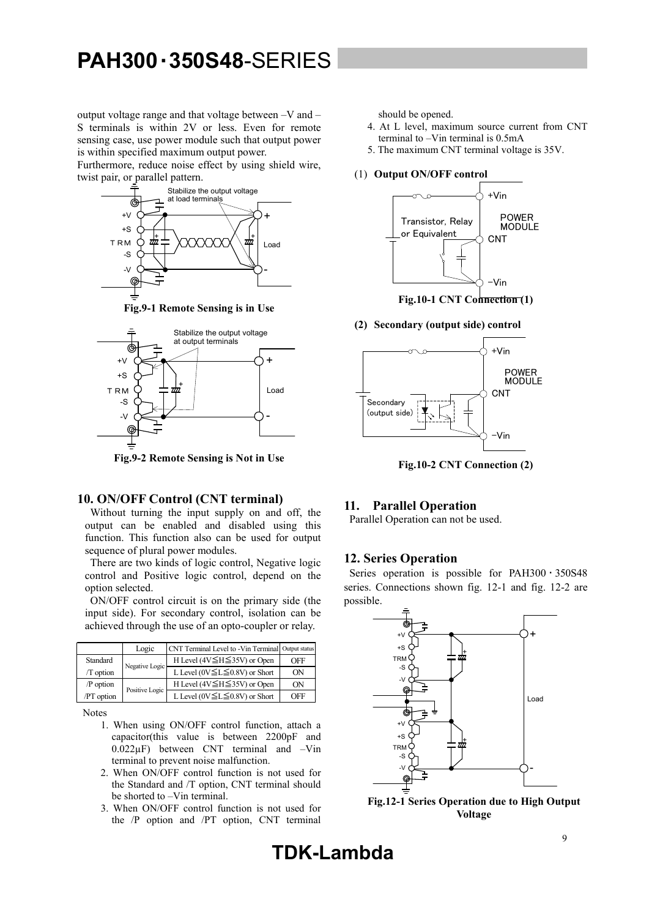output voltage range and that voltage between –V and –S terminals is within 2V or less. Even for remote sensing case, use power module such that output power is within specified maximum output power.

Furthermore, reduce noise effect by using shield wire, twist pair, or parallel pattern.

Fig.9-1 Remote Sensing is in Use

Fig.9-2 Remote Sensing is Not in Use

## 10. ON/OFF Control (CNT terminal)

Without turning the input supply on and off, the output can be enabled and disabled using this function. This function also can be used for output sequence of plural power modules.

There are two kinds of logic control, Negative logic control and Positive logic control, depend on the option selected.

ON/OFF control circuit is on the primary side (the input side). For secondary control, isolation can be achieved through the use of an opto-coupler or relay.

| | Logic | CNT Terminal Level to -Vin Terminal | Output status |
|---|---|---|---|
| Standard | Negative Logic | H Level (4V≦H≦35V) or Open | OFF |
| /T option | | L Level (0V≦L≦0.8V) or Short | ON |
| /P option | Positive Logic | H Level (4V≦H≦35V) or Open | ON |
| /PT option | | L Level (0V≦L≦0.8V) or Short | OFF |

Notes

1. When using ON/OFF control function, attach a capacitor(this value is between 2200pF and 0.022μF) between CNT terminal and –Vin terminal to prevent noise malfunction.
2. When ON/OFF control function is not used for the Standard and /T option, CNT terminal should be shorted to –Vin terminal.
3. When ON/OFF control function is not used for the /P option and /PT option, CNT terminal should be opened.
4. At L level, maximum source current from CNT terminal to –Vin terminal is 0.5mA
5. The maximum CNT terminal voltage is 35V.

(1) **Output ON/OFF control**

Fig.10-1 CNT Connection (1)

**(2) Secondary (output side) control**

Fig.10-2 CNT Connection (2)

## 11. Parallel Operation

Parallel Operation can not be used.

## 12. Series Operation

Series operation is possible for PAH300・350S48 series. Connections shown fig. 12-1 and fig. 12-2 are possible.

Fig.12-1 Series Operation due to High Output Voltage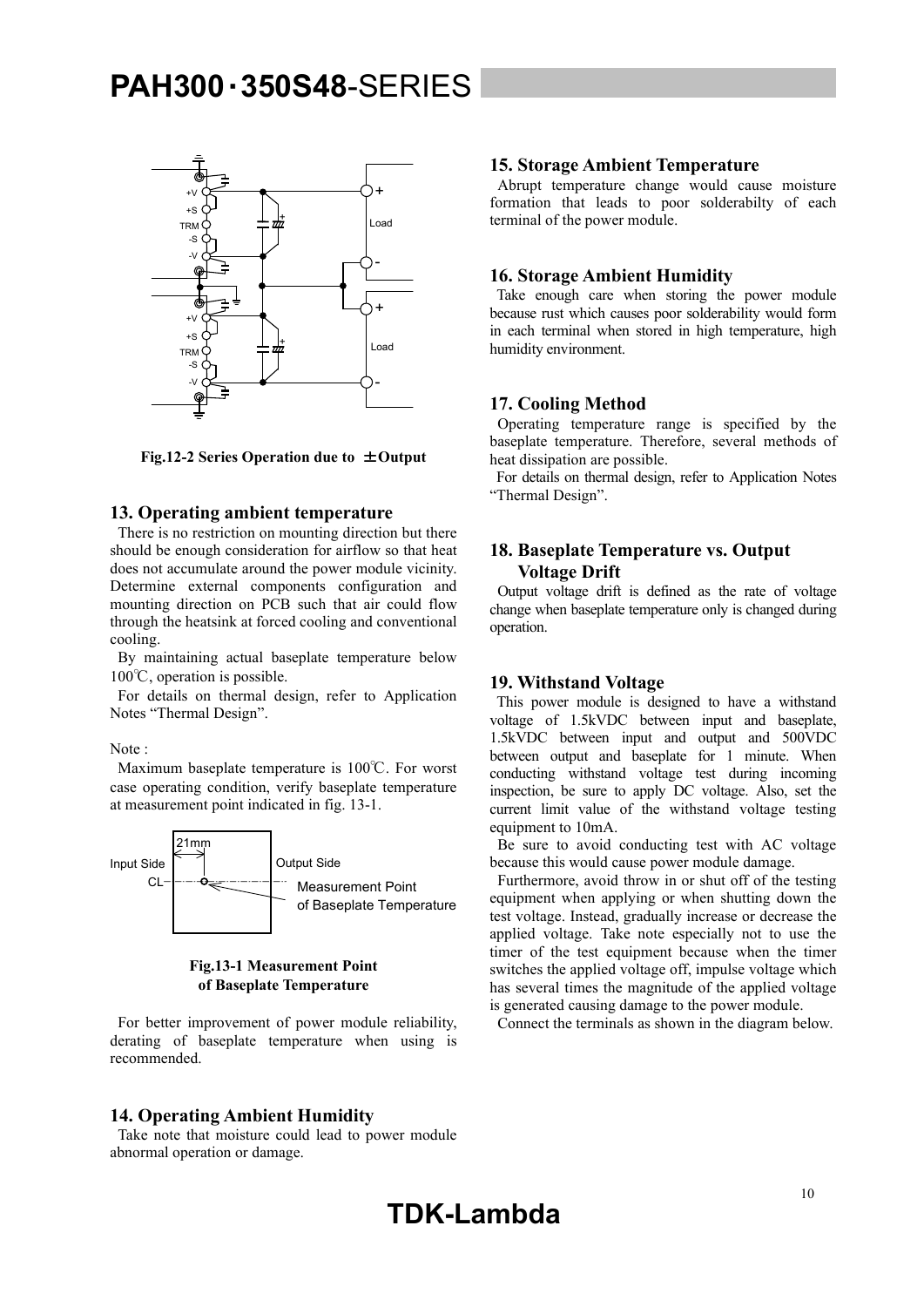Fig.12-2 Series Operation due to ±Output

## 13. Operating ambient temperature

There is no restriction on mounting direction but there should be enough consideration for airflow so that heat does not accumulate around the power module vicinity. Determine external components configuration and mounting direction on PCB such that air could flow through the heatsink at forced cooling and conventional cooling.

By maintaining actual baseplate temperature below 100℃, operation is possible.

For details on thermal design, refer to Application Notes "Thermal Design".

Note :

Maximum baseplate temperature is 100℃. For worst case operating condition, verify baseplate temperature at measurement point indicated in fig. 13-1.

Fig.13-1 Measurement Point of Baseplate Temperature

For better improvement of power module reliability, derating of baseplate temperature when using is recommended.

## 14. Operating Ambient Humidity

Take note that moisture could lead to power module abnormal operation or damage.

## 15. Storage Ambient Temperature

Abrupt temperature change would cause moisture formation that leads to poor solderabilty of each terminal of the power module.

## 16. Storage Ambient Humidity

Take enough care when storing the power module because rust which causes poor solderability would form in each terminal when stored in high temperature, high humidity environment.

## 17. Cooling Method

Operating temperature range is specified by the baseplate temperature. Therefore, several methods of heat dissipation are possible.

For details on thermal design, refer to Application Notes "Thermal Design".

## 18. Baseplate Temperature vs. Output Voltage Drift

Output voltage drift is defined as the rate of voltage change when baseplate temperature only is changed during operation.

## 19. Withstand Voltage

This power module is designed to have a withstand voltage of 1.5kVDC between input and baseplate, 1.5kVDC between input and output and 500VDC between output and baseplate for 1 minute. When conducting withstand voltage test during incoming inspection, be sure to apply DC voltage. Also, set the current limit value of the withstand voltage testing equipment to 10mA.

Be sure to avoid conducting test with AC voltage because this would cause power module damage.

Furthermore, avoid throw in or shut off of the testing equipment when applying or when shutting down the test voltage. Instead, gradually increase or decrease the applied voltage. Take note especially not to use the timer of the test equipment because when the timer switches the applied voltage off, impulse voltage which has several times the magnitude of the applied voltage is generated causing damage to the power module.

Connect the terminals as shown in the diagram below.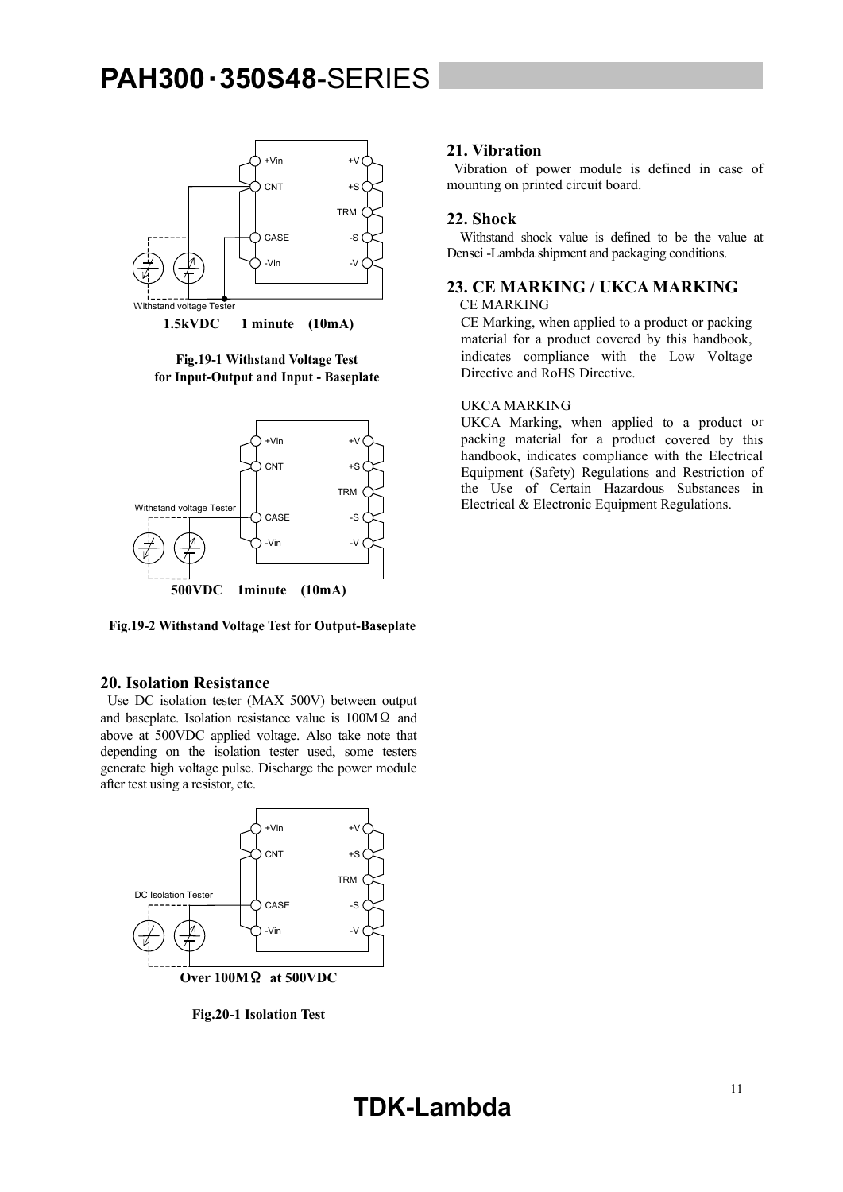Withstand voltage Tester

**1.5kVDC 1 minute (10mA)**

**Fig.19-1 Withstand Voltage Test for Input-Output and Input - Baseplate**

Withstand voltage Tester

**500VDC 1minute (10mA)**

**Fig.19-2 Withstand Voltage Test for Output-Baseplate**

## 20. Isolation Resistance

Use DC isolation tester (MAX 500V) between output and baseplate. Isolation resistance value is 100MΩ and above at 500VDC applied voltage. Also take note that depending on the isolation tester used, some testers generate high voltage pulse. Discharge the power module after test using a resistor, etc.

DC Isolation Tester

**Over 100MΩ at 500VDC**

**Fig.20-1 Isolation Test**

## 21. Vibration

Vibration of power module is defined in case of mounting on printed circuit board.

## 22. Shock

Withstand shock value is defined to be the value at Densei -Lambda shipment and packaging conditions.

## 23. CE MARKING / UKCA MARKING

CE MARKING

CE Marking, when applied to a product or packing material for a product covered by this handbook, indicates compliance with the Low Voltage Directive and RoHS Directive.

UKCA MARKING

UKCA Marking, when applied to a product or packing material for a product covered by this handbook, indicates compliance with the Electrical Equipment (Safety) Regulations and Restriction of the Use of Certain Hazardous Substances in Electrical & Electronic Equipment Regulations.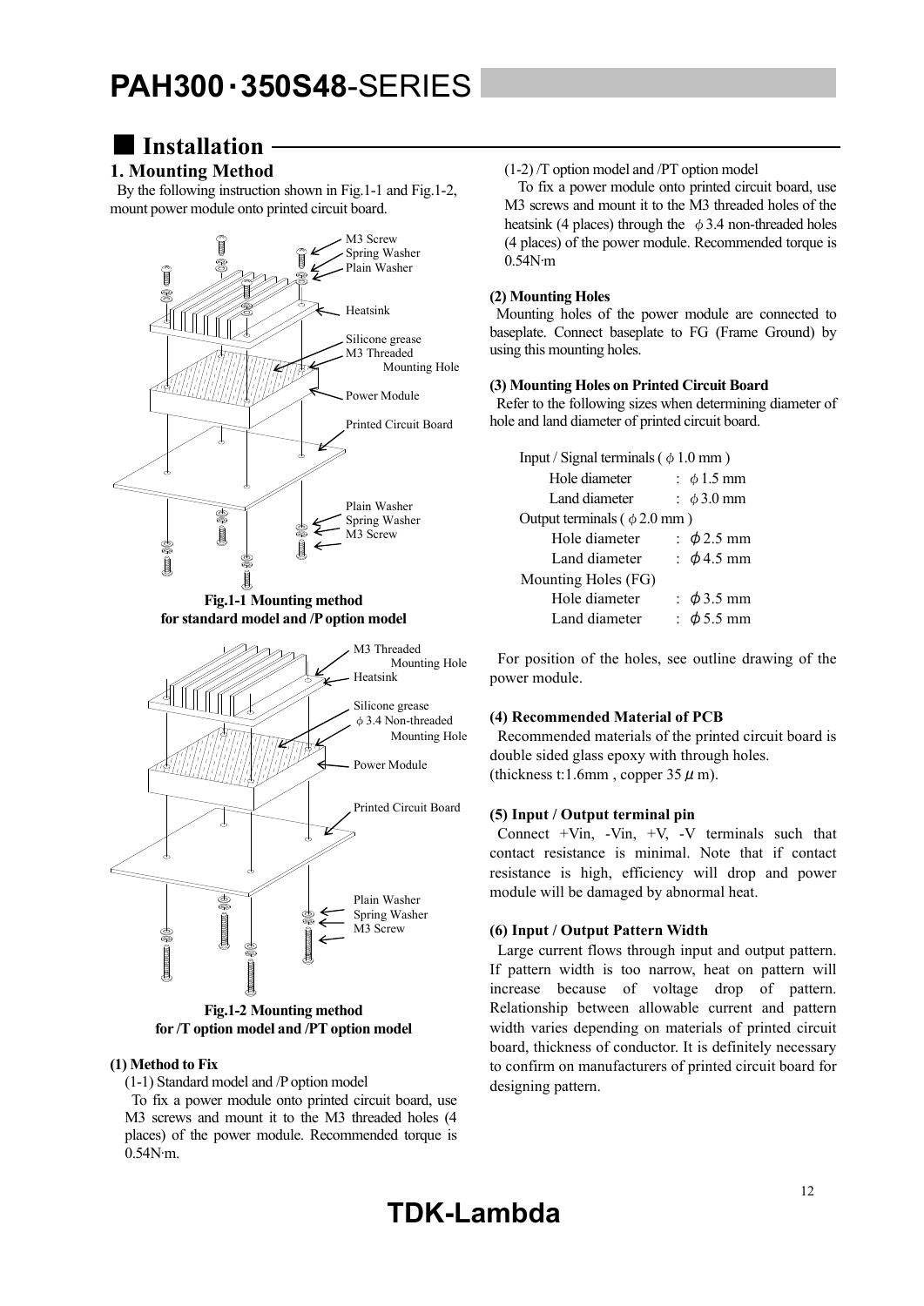## Installation

### 1. Mounting Method

By the following instruction shown in Fig.1-1 and Fig.1-2, mount power module onto printed circuit board.

**Fig.1-1 Mounting method for standard model and /P option model**

**Fig.1-2 Mounting method for /T option model and /PT option model**

**(1) Method to Fix**

(1-1) Standard model and /P option model

To fix a power module onto printed circuit board, use M3 screws and mount it to the M3 threaded holes (4 places) of the power module. Recommended torque is 0.54N·m.

(1-2) /T option model and /PT option model

To fix a power module onto printed circuit board, use M3 screws and mount it to the M3 threaded holes of the heatsink (4 places) through the $\phi$3.4 non-threaded holes (4 places) of the power module. Recommended torque is 0.54N·m

**(2) Mounting Holes**

Mounting holes of the power module are connected to baseplate. Connect baseplate to FG (Frame Ground) by using this mounting holes.

**(3) Mounting Holes on Printed Circuit Board**

Refer to the following sizes when determining diameter of hole and land diameter of printed circuit board.

Input / Signal terminals ( $\phi$1.0 mm )
- Hole diameter : $\phi$1.5 mm
- Land diameter : $\phi$3.0 mm

Output terminals ( $\phi$2.0 mm )
- Hole diameter : $\phi$2.5 mm
- Land diameter : $\phi$4.5 mm

Mounting Holes (FG)
- Hole diameter : $\phi$3.5 mm
- Land diameter : $\phi$5.5 mm

For position of the holes, see outline drawing of the power module.

**(4) Recommended Material of PCB**

Recommended materials of the printed circuit board is double sided glass epoxy with through holes. (thickness t:1.6mm , copper 35 $\mu$m).

**(5) Input / Output terminal pin**

Connect +Vin, -Vin, +V, -V terminals such that contact resistance is minimal. Note that if contact resistance is high, efficiency will drop and power module will be damaged by abnormal heat.

**(6) Input / Output Pattern Width**

Large current flows through input and output pattern. If pattern width is too narrow, heat on pattern will increase because of voltage drop of pattern. Relationship between allowable current and pattern width varies depending on materials of printed circuit board, thickness of conductor. It is definitely necessary to confirm on manufacturers of printed circuit board for designing pattern.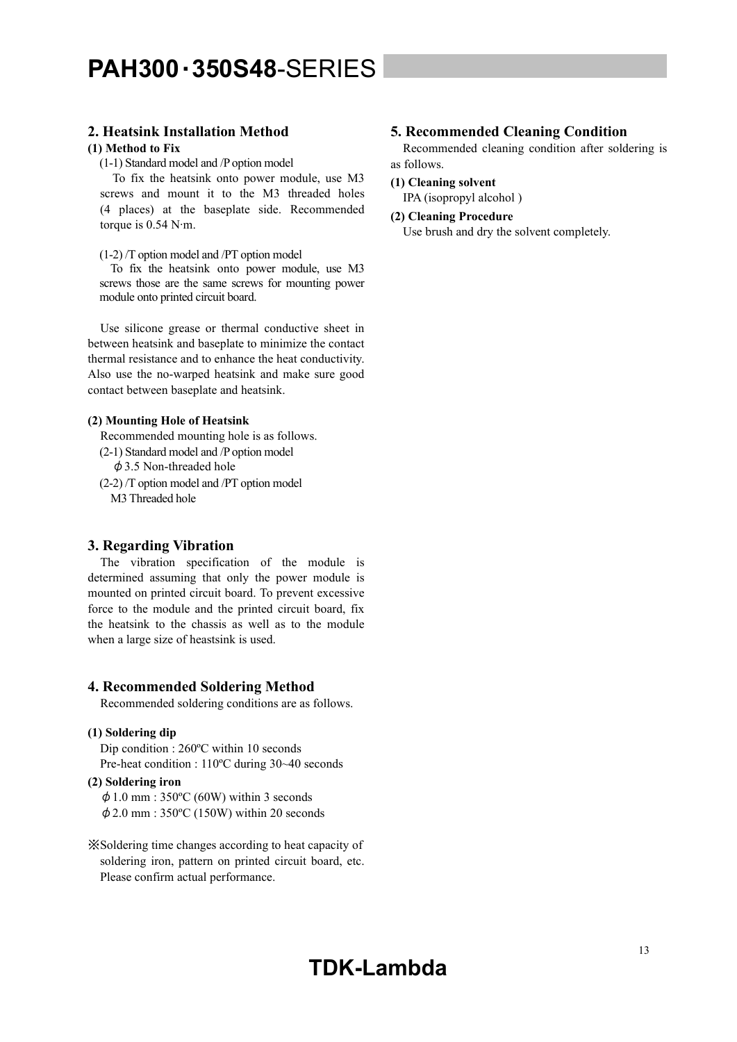## 2. Heatsink Installation Method

**(1) Method to Fix**

(1-1) Standard model and /P option model

To fix the heatsink onto power module, use M3 screws and mount it to the M3 threaded holes (4 places) at the baseplate side. Recommended torque is 0.54 N·m.

(1-2) /T option model and /PT option model

To fix the heatsink onto power module, use M3 screws those are the same screws for mounting power module onto printed circuit board.

Use silicone grease or thermal conductive sheet in between heatsink and baseplate to minimize the contact thermal resistance and to enhance the heat conductivity. Also use the no-warped heatsink and make sure good contact between baseplate and heatsink.

**(2) Mounting Hole of Heatsink**

Recommended mounting hole is as follows.

(2-1) Standard model and /P option model

ϕ3.5 Non-threaded hole

(2-2) /T option model and /PT option model

M3 Threaded hole

## 3. Regarding Vibration

The vibration specification of the module is determined assuming that only the power module is mounted on printed circuit board. To prevent excessive force to the module and the printed circuit board, fix the heatsink to the chassis as well as to the module when a large size of heastsink is used.

## 4. Recommended Soldering Method

Recommended soldering conditions are as follows.

**(1) Soldering dip**

Dip condition : 260ºC within 10 seconds
Pre-heat condition : 110ºC during 30~40 seconds

**(2) Soldering iron**

ϕ1.0 mm : 350ºC (60W) within 3 seconds
ϕ2.0 mm : 350ºC (150W) within 20 seconds

※Soldering time changes according to heat capacity of soldering iron, pattern on printed circuit board, etc. Please confirm actual performance.

## 5. Recommended Cleaning Condition

Recommended cleaning condition after soldering is as follows.

**(1) Cleaning solvent**

IPA (isopropyl alcohol )

**(2) Cleaning Procedure**

Use brush and dry the solvent completely.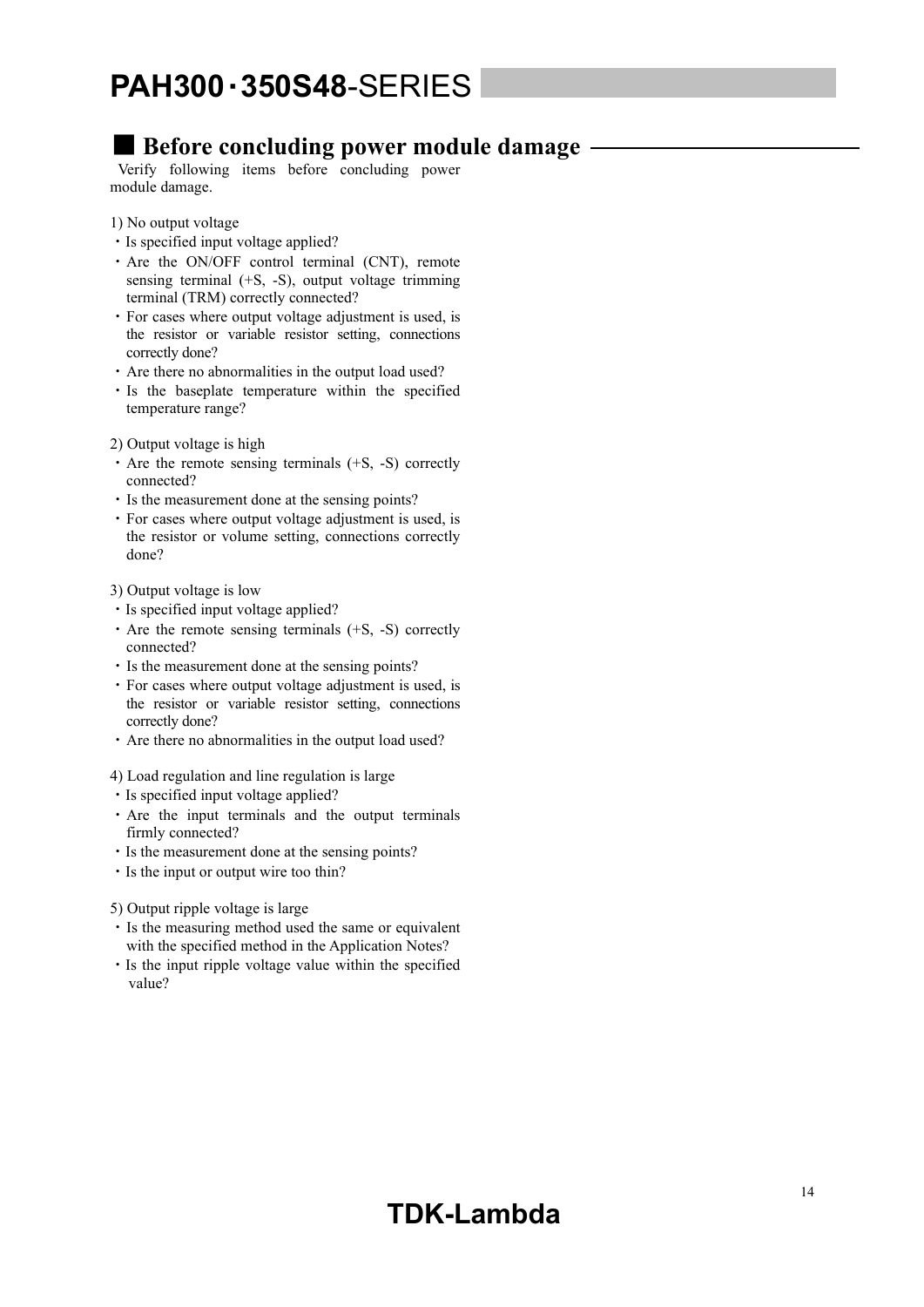## ■ Before concluding power module damage

Verify following items before concluding power module damage.

1) No output voltage

- Is specified input voltage applied?
- Are the ON/OFF control terminal (CNT), remote sensing terminal (+S, -S), output voltage trimming terminal (TRM) correctly connected?
- For cases where output voltage adjustment is used, is the resistor or variable resistor setting, connections correctly done?
- Are there no abnormalities in the output load used?
- Is the baseplate temperature within the specified temperature range?

2) Output voltage is high

- Are the remote sensing terminals (+S, -S) correctly connected?
- Is the measurement done at the sensing points?
- For cases where output voltage adjustment is used, is the resistor or volume setting, connections correctly done?

3) Output voltage is low

- Is specified input voltage applied?
- Are the remote sensing terminals (+S, -S) correctly connected?
- Is the measurement done at the sensing points?
- For cases where output voltage adjustment is used, is the resistor or variable resistor setting, connections correctly done?
- Are there no abnormalities in the output load used?

4) Load regulation and line regulation is large

- Is specified input voltage applied?
- Are the input terminals and the output terminals firmly connected?
- Is the measurement done at the sensing points?
- Is the input or output wire too thin?

5) Output ripple voltage is large

- Is the measuring method used the same or equivalent with the specified method in the Application Notes?
- Is the input ripple voltage value within the specified value?